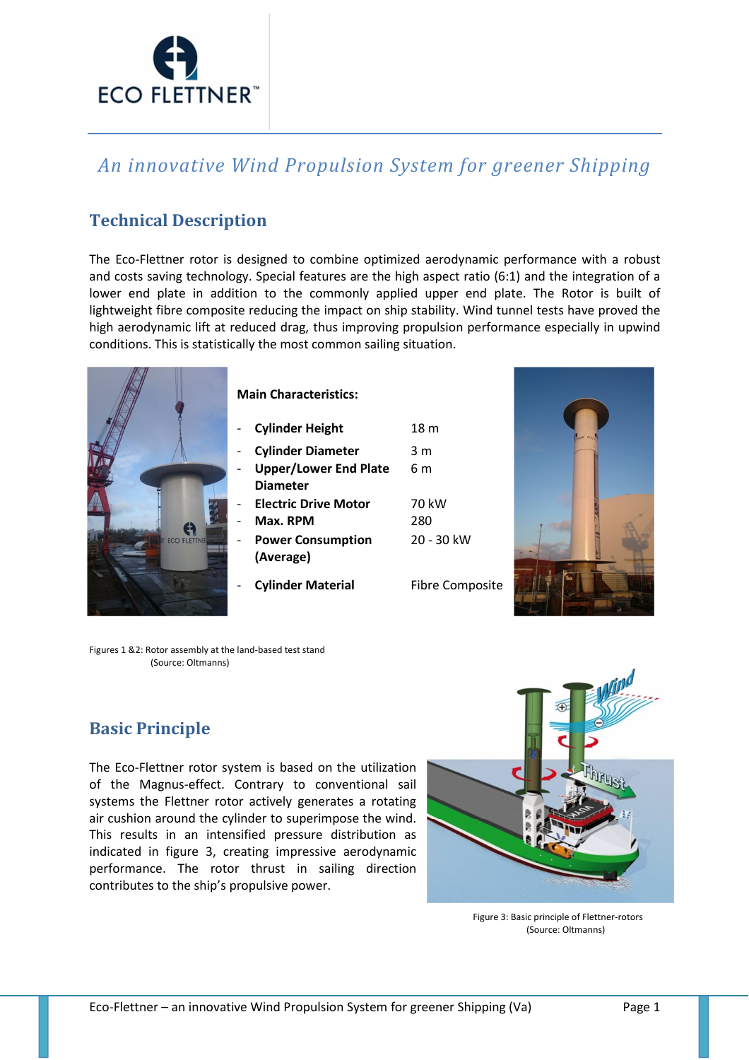ECO FLETTNER™

# *An innovative Wind Propulsion System for greener Shipping*

## Technical Description

The Eco-Flettner rotor is designed to combine optimized aerodynamic performance with a robust and costs saving technology. Special features are the high aspect ratio (6:1) and the integration of a lower end plate in addition to the commonly applied upper end plate. The Rotor is built of lightweight fibre composite reducing the impact on ship stability. Wind tunnel tests have proved the high aerodynamic lift at reduced drag, thus improving propulsion performance especially in upwind conditions. This is statistically the most common sailing situation.

**Main Characteristics:**

- **Cylinder Height** 18 m
- **Cylinder Diameter** 3 m
- **Upper/Lower End Plate Diameter** 6 m
- **Electric Drive Motor** 70 kW
- **Max. RPM** 280
- **Power Consumption (Average)** 20 - 30 kW
- **Cylinder Material** Fibre Composite

Figures 1 &2: Rotor assembly at the land-based test stand
(Source: Oltmanns)

## Basic Principle

The Eco-Flettner rotor system is based on the utilization of the Magnus-effect. Contrary to conventional sail systems the Flettner rotor actively generates a rotating air cushion around the cylinder to superimpose the wind. This results in an intensified pressure distribution as indicated in figure 3, creating impressive aerodynamic performance. The rotor thrust in sailing direction contributes to the ship's propulsive power.

Figure 3: Basic principle of Flettner-rotors
(Source: Oltmanns)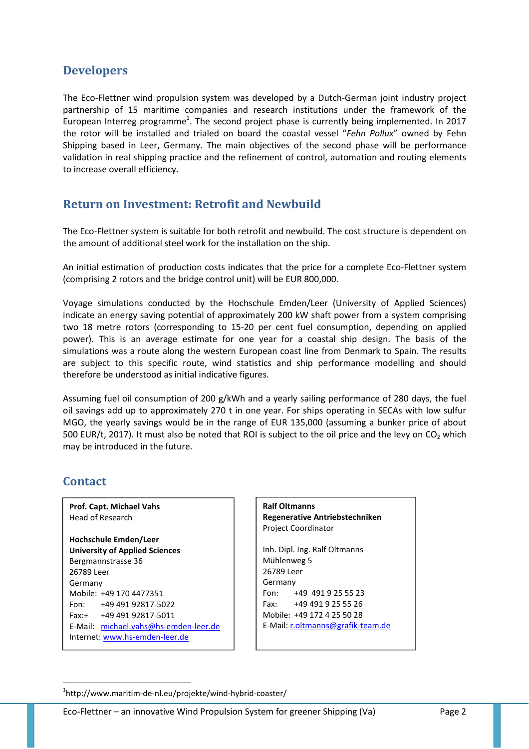## Developers

The Eco-Flettner wind propulsion system was developed by a Dutch-German joint industry project partnership of 15 maritime companies and research institutions under the framework of the European Interreg programme[1]. The second project phase is currently being implemented. In 2017 the rotor will be installed and trialed on board the coastal vessel "*Fehn Pollux*" owned by Fehn Shipping based in Leer, Germany. The main objectives of the second phase will be performance validation in real shipping practice and the refinement of control, automation and routing elements to increase overall efficiency.

## Return on Investment: Retrofit and Newbuild

The Eco-Flettner system is suitable for both retrofit and newbuild. The cost structure is dependent on the amount of additional steel work for the installation on the ship.

An initial estimation of production costs indicates that the price for a complete Eco-Flettner system (comprising 2 rotors and the bridge control unit) will be EUR 800,000.

Voyage simulations conducted by the Hochschule Emden/Leer (University of Applied Sciences) indicate an energy saving potential of approximately 200 kW shaft power from a system comprising two 18 metre rotors (corresponding to 15-20 per cent fuel consumption, depending on applied power). This is an average estimate for one year for a coastal ship design. The basis of the simulations was a route along the western European coast line from Denmark to Spain. The results are subject to this specific route, wind statistics and ship performance modelling and should therefore be understood as initial indicative figures.

Assuming fuel oil consumption of 200 g/kWh and a yearly sailing performance of 280 days, the fuel oil savings add up to approximately 270 t in one year. For ships operating in SECAs with low sulfur MGO, the yearly savings would be in the range of EUR 135,000 (assuming a bunker price of about 500 EUR/t, 2017). It must also be noted that ROI is subject to the oil price and the levy on $CO_2$ which may be introduced in the future.

## Contact

**Prof. Capt. Michael Vahs**
Head of Research

**Hochschule Emden/Leer**
**University of Applied Sciences**
Bergmannstrasse 36
26789 Leer
Germany
Mobile: +49 170 4477351
Fon: +49 491 92817-5022
Fax:+ +49 491 92817-5011
E-Mail: michael.vahs@hs-emden-leer.de
Internet: www.hs-emden-leer.de

**Ralf Oltmanns**
**Regenerative Antriebstechniken**
Project Coordinator

Inh. Dipl. Ing. Ralf Oltmanns
Mühlenweg 5
26789 Leer
Germany
Fon: +49 491 9 25 55 23
Fax: +49 491 9 25 55 26
Mobile: +49 172 4 25 50 28
E-Mail: r.oltmanns@grafik-team.de

[1] http://www.maritim-de-nl.eu/projekte/wind-hybrid-coaster/